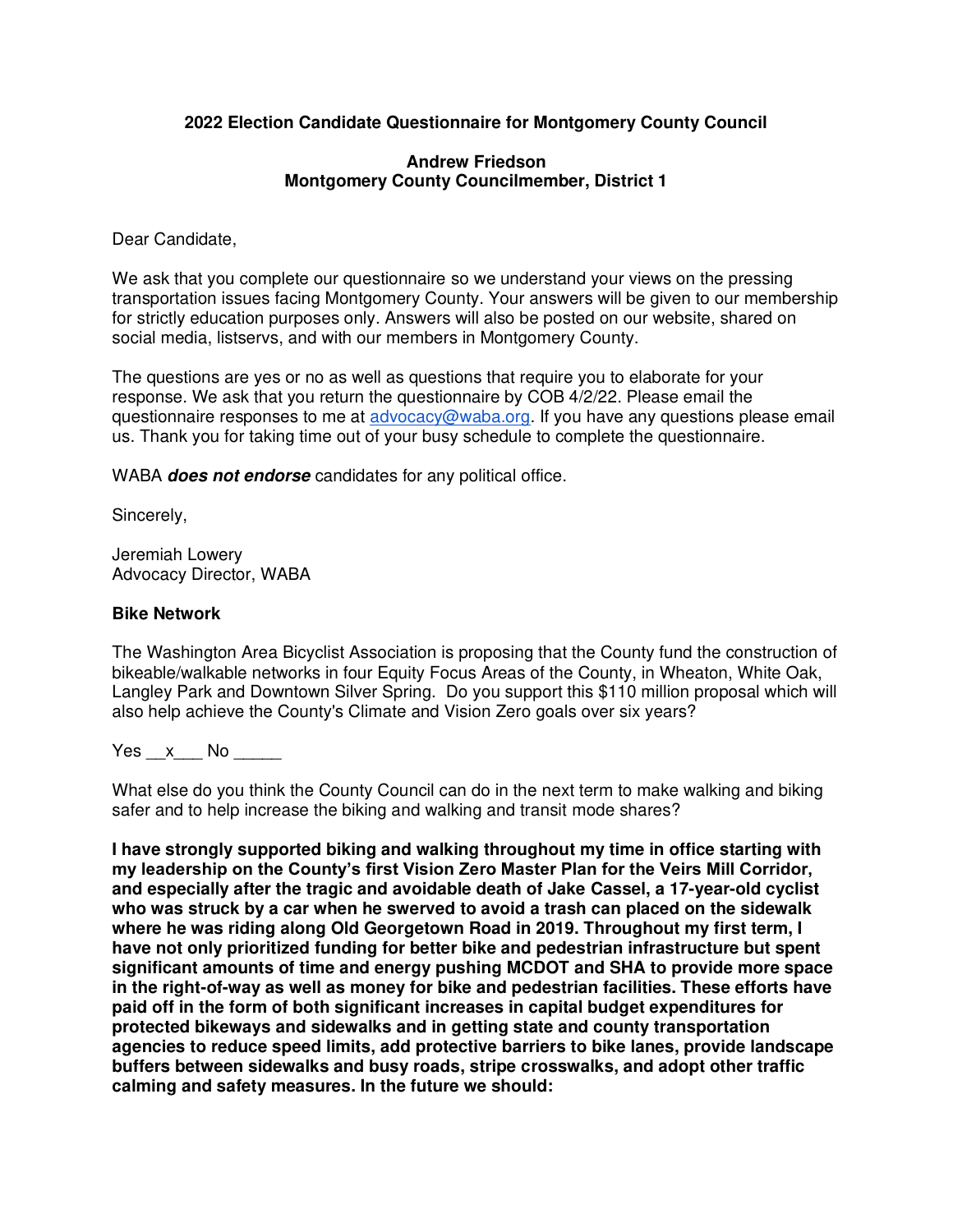**2022 Election Candidate Questionnaire for Montgomery County Council**

**Andrew Friedson**
**Montgomery County Councilmember, District 1**

Dear Candidate,

We ask that you complete our questionnaire so we understand your views on the pressing transportation issues facing Montgomery County. Your answers will be given to our membership for strictly education purposes only. Answers will also be posted on our website, shared on social media, listservs, and with our members in Montgomery County.

The questions are yes or no as well as questions that require you to elaborate for your response. We ask that you return the questionnaire by COB 4/2/22. Please email the questionnaire responses to me at advocacy@waba.org. If you have any questions please email us. Thank you for taking time out of your busy schedule to complete the questionnaire.

WABA ***does not endorse*** candidates for any political office.

Sincerely,

Jeremiah Lowery
Advocacy Director, WABA

**Bike Network**

The Washington Area Bicyclist Association is proposing that the County fund the construction of bikeable/walkable networks in four Equity Focus Areas of the County, in Wheaton, White Oak, Langley Park and Downtown Silver Spring. Do you support this $110 million proposal which will also help achieve the County's Climate and Vision Zero goals over six years?

Yes __x___ No _____

What else do you think the County Council can do in the next term to make walking and biking safer and to help increase the biking and walking and transit mode shares?

**I have strongly supported biking and walking throughout my time in office starting with my leadership on the County's first Vision Zero Master Plan for the Veirs Mill Corridor, and especially after the tragic and avoidable death of Jake Cassel, a 17-year-old cyclist who was struck by a car when he swerved to avoid a trash can placed on the sidewalk where he was riding along Old Georgetown Road in 2019. Throughout my first term, I have not only prioritized funding for better bike and pedestrian infrastructure but spent significant amounts of time and energy pushing MCDOT and SHA to provide more space in the right-of-way as well as money for bike and pedestrian facilities. These efforts have paid off in the form of both significant increases in capital budget expenditures for protected bikeways and sidewalks and in getting state and county transportation agencies to reduce speed limits, add protective barriers to bike lanes, provide landscape buffers between sidewalks and busy roads, stripe crosswalks, and adopt other traffic calming and safety measures. In the future we should:**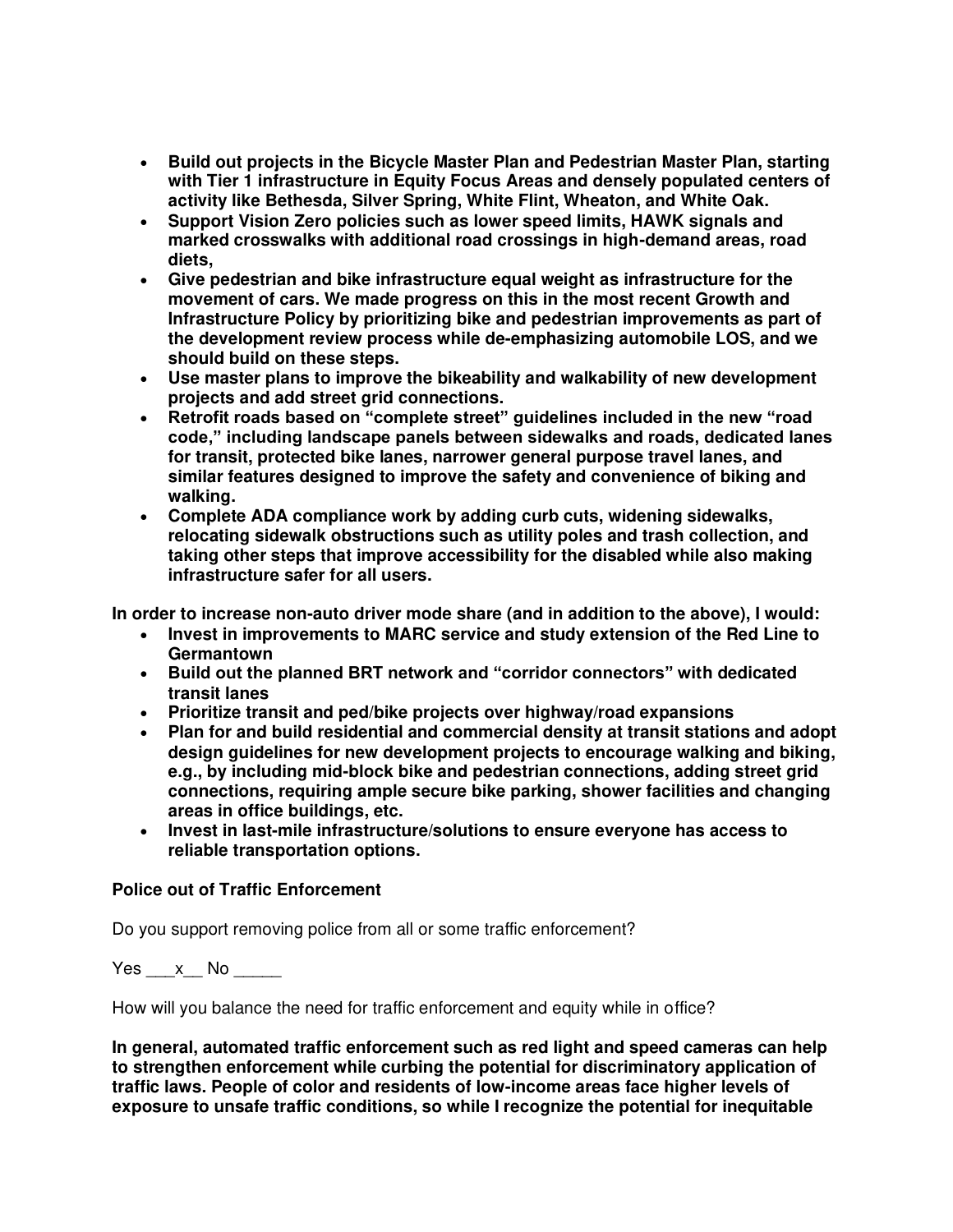- **Build out projects in the Bicycle Master Plan and Pedestrian Master Plan, starting with Tier 1 infrastructure in Equity Focus Areas and densely populated centers of activity like Bethesda, Silver Spring, White Flint, Wheaton, and White Oak.**
- **Support Vision Zero policies such as lower speed limits, HAWK signals and marked crosswalks with additional road crossings in high-demand areas, road diets,**
- **Give pedestrian and bike infrastructure equal weight as infrastructure for the movement of cars. We made progress on this in the most recent Growth and Infrastructure Policy by prioritizing bike and pedestrian improvements as part of the development review process while de-emphasizing automobile LOS, and we should build on these steps.**
- **Use master plans to improve the bikeability and walkability of new development projects and add street grid connections.**
- **Retrofit roads based on "complete street" guidelines included in the new "road code," including landscape panels between sidewalks and roads, dedicated lanes for transit, protected bike lanes, narrower general purpose travel lanes, and similar features designed to improve the safety and convenience of biking and walking.**
- **Complete ADA compliance work by adding curb cuts, widening sidewalks, relocating sidewalk obstructions such as utility poles and trash collection, and taking other steps that improve accessibility for the disabled while also making infrastructure safer for all users.**

**In order to increase non-auto driver mode share (and in addition to the above), I would:**

- **Invest in improvements to MARC service and study extension of the Red Line to Germantown**
- **Build out the planned BRT network and "corridor connectors" with dedicated transit lanes**
- **Prioritize transit and ped/bike projects over highway/road expansions**
- **Plan for and build residential and commercial density at transit stations and adopt design guidelines for new development projects to encourage walking and biking, e.g., by including mid-block bike and pedestrian connections, adding street grid connections, requiring ample secure bike parking, shower facilities and changing areas in office buildings, etc.**
- **Invest in last-mile infrastructure/solutions to ensure everyone has access to reliable transportation options.**

**Police out of Traffic Enforcement**

Do you support removing police from all or some traffic enforcement?

Yes ___x__ No _____

How will you balance the need for traffic enforcement and equity while in office?

**In general, automated traffic enforcement such as red light and speed cameras can help to strengthen enforcement while curbing the potential for discriminatory application of traffic laws. People of color and residents of low-income areas face higher levels of exposure to unsafe traffic conditions, so while I recognize the potential for inequitable**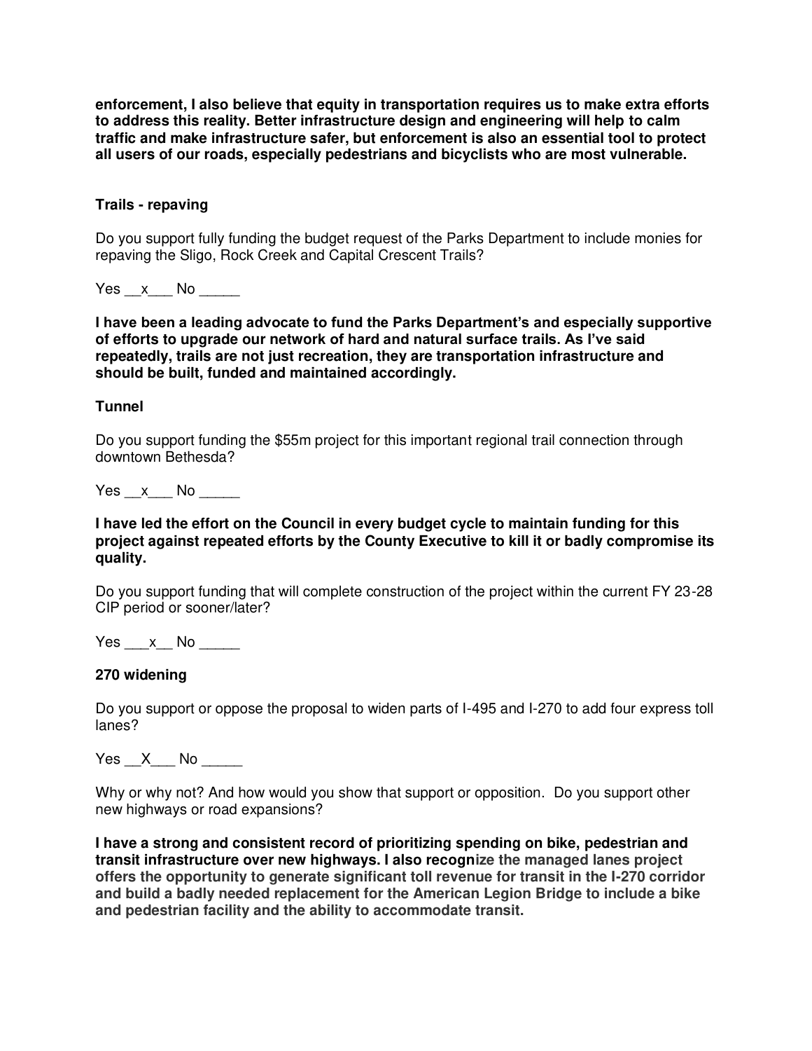**enforcement, I also believe that equity in transportation requires us to make extra efforts to address this reality. Better infrastructure design and engineering will help to calm traffic and make infrastructure safer, but enforcement is also an essential tool to protect all users of our roads, especially pedestrians and bicyclists who are most vulnerable.**

**Trails - repaving**

Do you support fully funding the budget request of the Parks Department to include monies for repaving the Sligo, Rock Creek and Capital Crescent Trails?

Yes __x___ No _____

**I have been a leading advocate to fund the Parks Department's and especially supportive of efforts to upgrade our network of hard and natural surface trails. As I've said repeatedly, trails are not just recreation, they are transportation infrastructure and should be built, funded and maintained accordingly.**

**Tunnel**

Do you support funding the $55m project for this important regional trail connection through downtown Bethesda?

Yes __x___ No _____

**I have led the effort on the Council in every budget cycle to maintain funding for this project against repeated efforts by the County Executive to kill it or badly compromise its quality.**

Do you support funding that will complete construction of the project within the current FY 23-28 CIP period or sooner/later?

Yes ___x__ No _____

**270 widening**

Do you support or oppose the proposal to widen parts of I-495 and I-270 to add four express toll lanes?

Yes __X___ No _____

Why or why not? And how would you show that support or opposition. Do you support other new highways or road expansions?

**I have a strong and consistent record of prioritizing spending on bike, pedestrian and transit infrastructure over new highways. I also recognize the managed lanes project offers the opportunity to generate significant toll revenue for transit in the I-270 corridor and build a badly needed replacement for the American Legion Bridge to include a bike and pedestrian facility and the ability to accommodate transit.**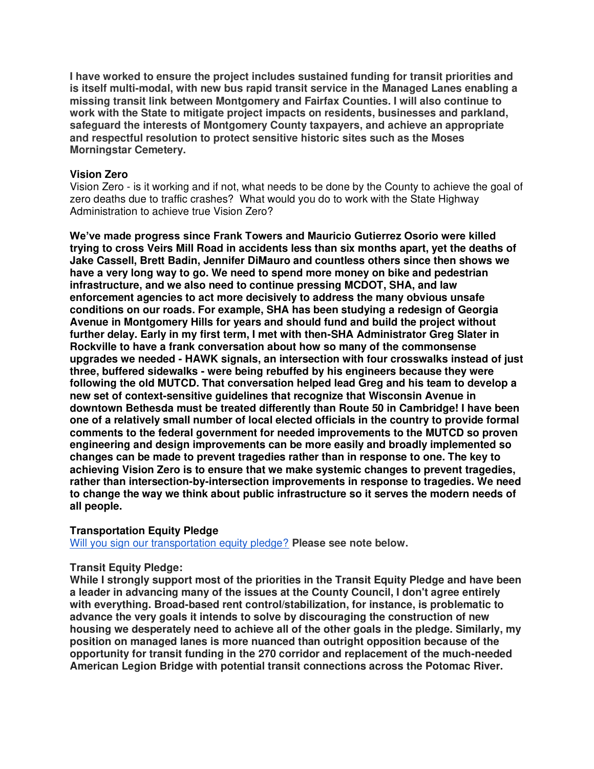**I have worked to ensure the project includes sustained funding for transit priorities and is itself multi-modal, with new bus rapid transit service in the Managed Lanes enabling a missing transit link between Montgomery and Fairfax Counties. I will also continue to work with the State to mitigate project impacts on residents, businesses and parkland, safeguard the interests of Montgomery County taxpayers, and achieve an appropriate and respectful resolution to protect sensitive historic sites such as the Moses Morningstar Cemetery.**

**Vision Zero**

Vision Zero - is it working and if not, what needs to be done by the County to achieve the goal of zero deaths due to traffic crashes? What would you do to work with the State Highway Administration to achieve true Vision Zero?

**We've made progress since Frank Towers and Mauricio Gutierrez Osorio were killed trying to cross Veirs Mill Road in accidents less than six months apart, yet the deaths of Jake Cassell, Brett Badin, Jennifer DiMauro and countless others since then shows we have a very long way to go. We need to spend more money on bike and pedestrian infrastructure, and we also need to continue pressing MCDOT, SHA, and law enforcement agencies to act more decisively to address the many obvious unsafe conditions on our roads. For example, SHA has been studying a redesign of Georgia Avenue in Montgomery Hills for years and should fund and build the project without further delay. Early in my first term, I met with then-SHA Administrator Greg Slater in Rockville to have a frank conversation about how so many of the commonsense upgrades we needed - HAWK signals, an intersection with four crosswalks instead of just three, buffered sidewalks - were being rebuffed by his engineers because they were following the old MUTCD. That conversation helped lead Greg and his team to develop a new set of context-sensitive guidelines that recognize that Wisconsin Avenue in downtown Bethesda must be treated differently than Route 50 in Cambridge! I have been one of a relatively small number of local elected officials in the country to provide formal comments to the federal government for needed improvements to the MUTCD so proven engineering and design improvements can be more easily and broadly implemented so changes can be made to prevent tragedies rather than in response to one. The key to achieving Vision Zero is to ensure that we make systemic changes to prevent tragedies, rather than intersection-by-intersection improvements in response to tragedies. We need to change the way we think about public infrastructure so it serves the modern needs of all people.**

**Transportation Equity Pledge**

[Will you sign our transportation equity pledge?]() **Please see note below.**

**Transit Equity Pledge:**

**While I strongly support most of the priorities in the Transit Equity Pledge and have been a leader in advancing many of the issues at the County Council, I don't agree entirely with everything. Broad-based rent control/stabilization, for instance, is problematic to advance the very goals it intends to solve by discouraging the construction of new housing we desperately need to achieve all of the other goals in the pledge. Similarly, my position on managed lanes is more nuanced than outright opposition because of the opportunity for transit funding in the 270 corridor and replacement of the much-needed American Legion Bridge with potential transit connections across the Potomac River.**